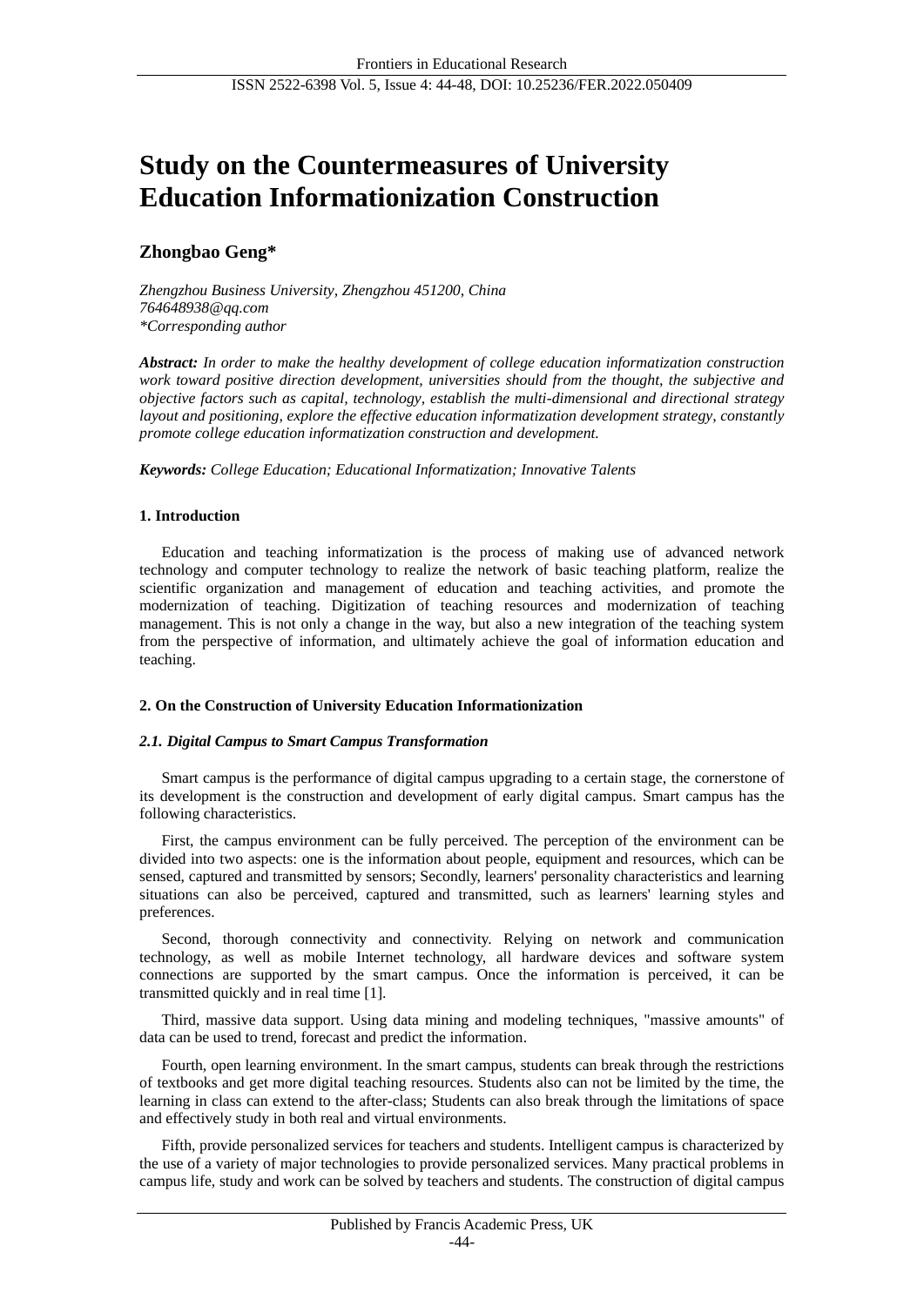# Study on the Countermeasures of University Education Informationization Construction

**Zhongbao Geng***

*Zhengzhou Business University, Zhengzhou 451200, China*
*764648938@qq.com*
*\*Corresponding author*

***Abstract:*** *In order to make the healthy development of college education informatization construction work toward positive direction development, universities should from the thought, the subjective and objective factors such as capital, technology, establish the multi-dimensional and directional strategy layout and positioning, explore the effective education informatization development strategy, constantly promote college education informatization construction and development.*

***Keywords:*** *College Education; Educational Informatization; Innovative Talents*

## 1. Introduction

Education and teaching informatization is the process of making use of advanced network technology and computer technology to realize the network of basic teaching platform, realize the scientific organization and management of education and teaching activities, and promote the modernization of teaching. Digitization of teaching resources and modernization of teaching management. This is not only a change in the way, but also a new integration of the teaching system from the perspective of information, and ultimately achieve the goal of information education and teaching.

## 2. On the Construction of University Education Informationization

### *2.1. Digital Campus to Smart Campus Transformation*

Smart campus is the performance of digital campus upgrading to a certain stage, the cornerstone of its development is the construction and development of early digital campus. Smart campus has the following characteristics.

First, the campus environment can be fully perceived. The perception of the environment can be divided into two aspects: one is the information about people, equipment and resources, which can be sensed, captured and transmitted by sensors; Secondly, learners' personality characteristics and learning situations can also be perceived, captured and transmitted, such as learners' learning styles and preferences.

Second, thorough connectivity and connectivity. Relying on network and communication technology, as well as mobile Internet technology, all hardware devices and software system connections are supported by the smart campus. Once the information is perceived, it can be transmitted quickly and in real time [1].

Third, massive data support. Using data mining and modeling techniques, "massive amounts" of data can be used to trend, forecast and predict the information.

Fourth, open learning environment. In the smart campus, students can break through the restrictions of textbooks and get more digital teaching resources. Students also can not be limited by the time, the learning in class can extend to the after-class; Students can also break through the limitations of space and effectively study in both real and virtual environments.

Fifth, provide personalized services for teachers and students. Intelligent campus is characterized by the use of a variety of major technologies to provide personalized services. Many practical problems in campus life, study and work can be solved by teachers and students. The construction of digital campus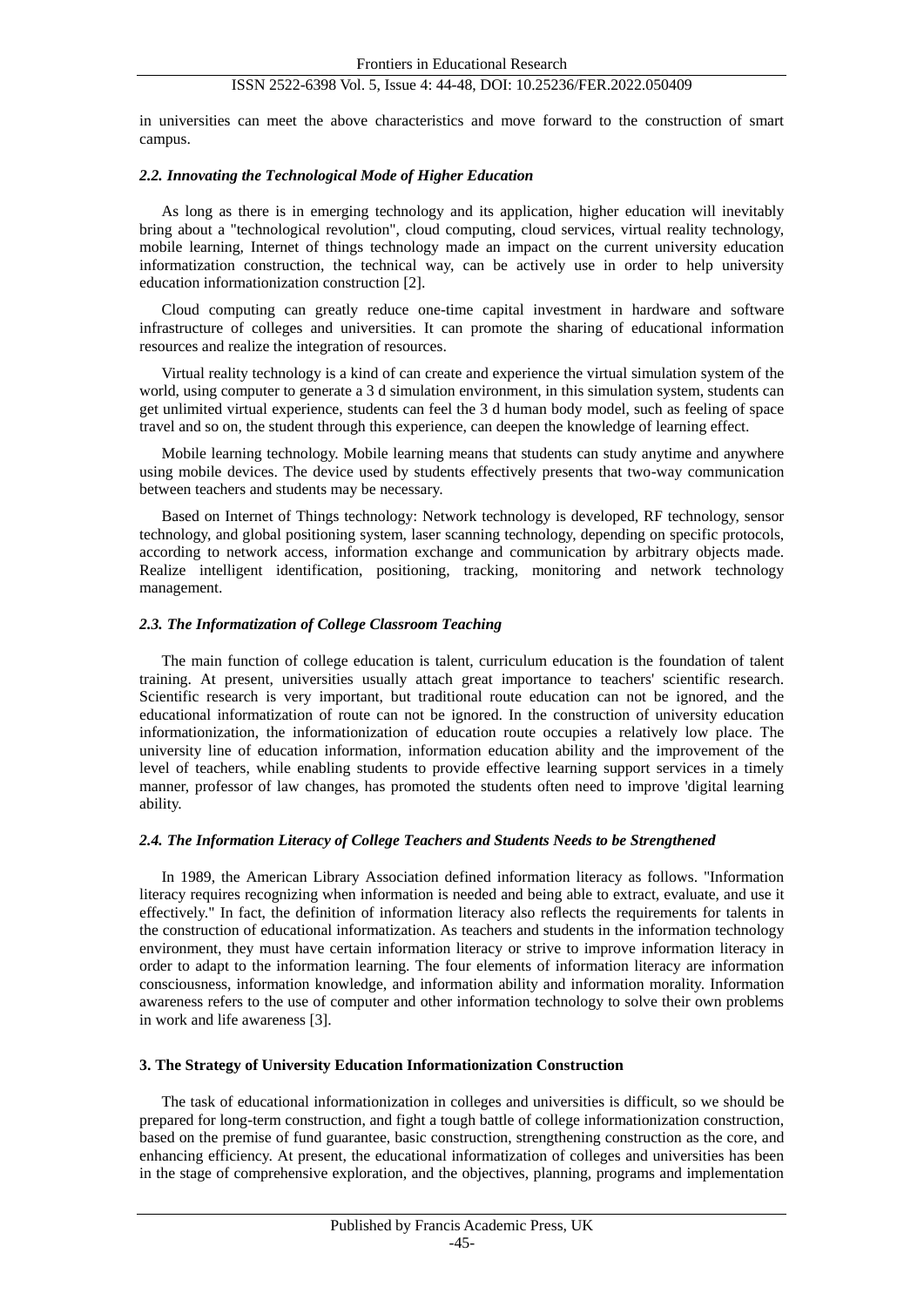in universities can meet the above characteristics and move forward to the construction of smart campus.

### *2.2. Innovating the Technological Mode of Higher Education*

As long as there is in emerging technology and its application, higher education will inevitably bring about a "technological revolution", cloud computing, cloud services, virtual reality technology, mobile learning, Internet of things technology made an impact on the current university education informatization construction, the technical way, can be actively use in order to help university education informationization construction [2].

Cloud computing can greatly reduce one-time capital investment in hardware and software infrastructure of colleges and universities. It can promote the sharing of educational information resources and realize the integration of resources.

Virtual reality technology is a kind of can create and experience the virtual simulation system of the world, using computer to generate a 3 d simulation environment, in this simulation system, students can get unlimited virtual experience, students can feel the 3 d human body model, such as feeling of space travel and so on, the student through this experience, can deepen the knowledge of learning effect.

Mobile learning technology. Mobile learning means that students can study anytime and anywhere using mobile devices. The device used by students effectively presents that two-way communication between teachers and students may be necessary.

Based on Internet of Things technology: Network technology is developed, RF technology, sensor technology, and global positioning system, laser scanning technology, depending on specific protocols, according to network access, information exchange and communication by arbitrary objects made. Realize intelligent identification, positioning, tracking, monitoring and network technology management.

### *2.3. The Informatization of College Classroom Teaching*

The main function of college education is talent, curriculum education is the foundation of talent training. At present, universities usually attach great importance to teachers' scientific research. Scientific research is very important, but traditional route education can not be ignored, and the educational informatization of route can not be ignored. In the construction of university education informationization, the informationization of education route occupies a relatively low place. The university line of education information, information education ability and the improvement of the level of teachers, while enabling students to provide effective learning support services in a timely manner, professor of law changes, has promoted the students often need to improve 'digital learning ability.

### *2.4. The Information Literacy of College Teachers and Students Needs to be Strengthened*

In 1989, the American Library Association defined information literacy as follows. "Information literacy requires recognizing when information is needed and being able to extract, evaluate, and use it effectively." In fact, the definition of information literacy also reflects the requirements for talents in the construction of educational informatization. As teachers and students in the information technology environment, they must have certain information literacy or strive to improve information literacy in order to adapt to the information learning. The four elements of information literacy are information consciousness, information knowledge, and information ability and information morality. Information awareness refers to the use of computer and other information technology to solve their own problems in work and life awareness [3].

## 3. The Strategy of University Education Informationization Construction

The task of educational informationization in colleges and universities is difficult, so we should be prepared for long-term construction, and fight a tough battle of college informationization construction, based on the premise of fund guarantee, basic construction, strengthening construction as the core, and enhancing efficiency. At present, the educational informatization of colleges and universities has been in the stage of comprehensive exploration, and the objectives, planning, programs and implementation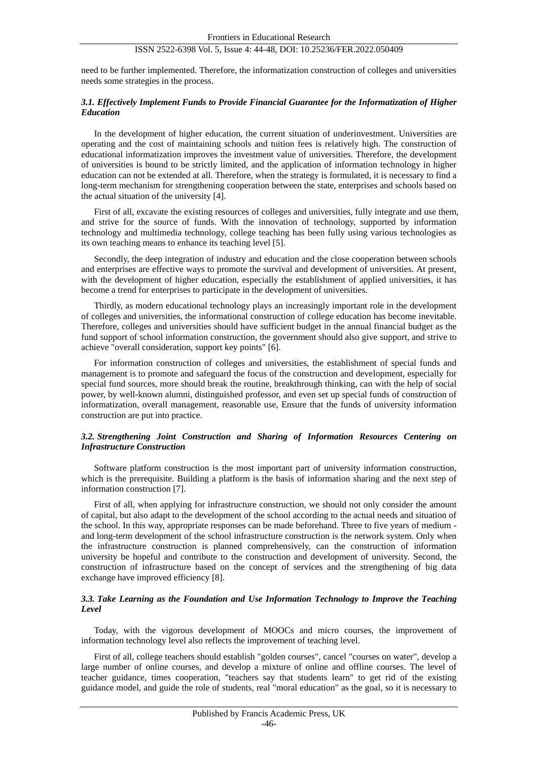need to be further implemented. Therefore, the informatization construction of colleges and universities needs some strategies in the process.

### *3.1. Effectively Implement Funds to Provide Financial Guarantee for the Informatization of Higher Education*

In the development of higher education, the current situation of underinvestment. Universities are operating and the cost of maintaining schools and tuition fees is relatively high. The construction of educational informatization improves the investment value of universities. Therefore, the development of universities is bound to be strictly limited, and the application of information technology in higher education can not be extended at all. Therefore, when the strategy is formulated, it is necessary to find a long-term mechanism for strengthening cooperation between the state, enterprises and schools based on the actual situation of the university [4].

First of all, excavate the existing resources of colleges and universities, fully integrate and use them, and strive for the source of funds. With the innovation of technology, supported by information technology and multimedia technology, college teaching has been fully using various technologies as its own teaching means to enhance its teaching level [5].

Secondly, the deep integration of industry and education and the close cooperation between schools and enterprises are effective ways to promote the survival and development of universities. At present, with the development of higher education, especially the establishment of applied universities, it has become a trend for enterprises to participate in the development of universities.

Thirdly, as modern educational technology plays an increasingly important role in the development of colleges and universities, the informational construction of college education has become inevitable. Therefore, colleges and universities should have sufficient budget in the annual financial budget as the fund support of school information construction, the government should also give support, and strive to achieve "overall consideration, support key points" [6].

For information construction of colleges and universities, the establishment of special funds and management is to promote and safeguard the focus of the construction and development, especially for special fund sources, more should break the routine, breakthrough thinking, can with the help of social power, by well-known alumni, distinguished professor, and even set up special funds of construction of informatization, overall management, reasonable use, Ensure that the funds of university information construction are put into practice.

### *3.2. Strengthening Joint Construction and Sharing of Information Resources Centering on Infrastructure Construction*

Software platform construction is the most important part of university information construction, which is the prerequisite. Building a platform is the basis of information sharing and the next step of information construction [7].

First of all, when applying for infrastructure construction, we should not only consider the amount of capital, but also adapt to the development of the school according to the actual needs and situation of the school. In this way, appropriate responses can be made beforehand. Three to five years of medium - and long-term development of the school infrastructure construction is the network system. Only when the infrastructure construction is planned comprehensively, can the construction of information university be hopeful and contribute to the construction and development of university. Second, the construction of infrastructure based on the concept of services and the strengthening of big data exchange have improved efficiency [8].

### *3.3. Take Learning as the Foundation and Use Information Technology to Improve the Teaching Level*

Today, with the vigorous development of MOOCs and micro courses, the improvement of information technology level also reflects the improvement of teaching level.

First of all, college teachers should establish "golden courses", cancel "courses on water", develop a large number of online courses, and develop a mixture of online and offline courses. The level of teacher guidance, times cooperation, "teachers say that students learn" to get rid of the existing guidance model, and guide the role of students, real "moral education" as the goal, so it is necessary to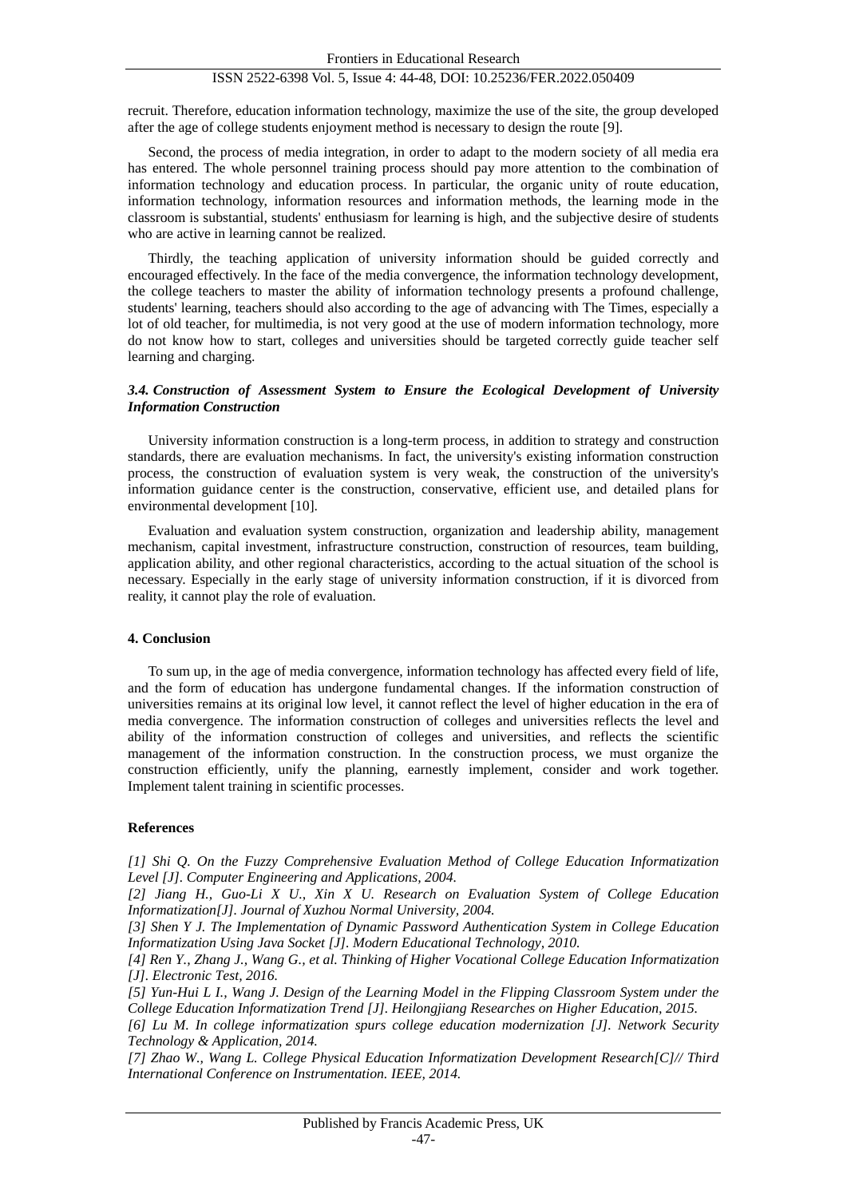recruit. Therefore, education information technology, maximize the use of the site, the group developed after the age of college students enjoyment method is necessary to design the route [9].

Second, the process of media integration, in order to adapt to the modern society of all media era has entered. The whole personnel training process should pay more attention to the combination of information technology and education process. In particular, the organic unity of route education, information technology, information resources and information methods, the learning mode in the classroom is substantial, students' enthusiasm for learning is high, and the subjective desire of students who are active in learning cannot be realized.

Thirdly, the teaching application of university information should be guided correctly and encouraged effectively. In the face of the media convergence, the information technology development, the college teachers to master the ability of information technology presents a profound challenge, students' learning, teachers should also according to the age of advancing with The Times, especially a lot of old teacher, for multimedia, is not very good at the use of modern information technology, more do not know how to start, colleges and universities should be targeted correctly guide teacher self learning and charging.

### *3.4. Construction of Assessment System to Ensure the Ecological Development of University Information Construction*

University information construction is a long-term process, in addition to strategy and construction standards, there are evaluation mechanisms. In fact, the university's existing information construction process, the construction of evaluation system is very weak, the construction of the university's information guidance center is the construction, conservative, efficient use, and detailed plans for environmental development [10].

Evaluation and evaluation system construction, organization and leadership ability, management mechanism, capital investment, infrastructure construction, construction of resources, team building, application ability, and other regional characteristics, according to the actual situation of the school is necessary. Especially in the early stage of university information construction, if it is divorced from reality, it cannot play the role of evaluation.

## 4. Conclusion

To sum up, in the age of media convergence, information technology has affected every field of life, and the form of education has undergone fundamental changes. If the information construction of universities remains at its original low level, it cannot reflect the level of higher education in the era of media convergence. The information construction of colleges and universities reflects the level and ability of the information construction of colleges and universities, and reflects the scientific management of the information construction. In the construction process, we must organize the construction efficiently, unify the planning, earnestly implement, consider and work together. Implement talent training in scientific processes.

## References

*[1] Shi Q. On the Fuzzy Comprehensive Evaluation Method of College Education Informatization Level [J]. Computer Engineering and Applications, 2004.*

*[2] Jiang H., Guo-Li X U., Xin X U. Research on Evaluation System of College Education Informatization[J]. Journal of Xuzhou Normal University, 2004.*

*[3] Shen Y J. The Implementation of Dynamic Password Authentication System in College Education Informatization Using Java Socket [J]. Modern Educational Technology, 2010.*

*[4] Ren Y., Zhang J., Wang G., et al. Thinking of Higher Vocational College Education Informatization [J]. Electronic Test, 2016.*

*[5] Yun-Hui L I., Wang J. Design of the Learning Model in the Flipping Classroom System under the College Education Informatization Trend [J]. Heilongjiang Researches on Higher Education, 2015.*

*[6] Lu M. In college informatization spurs college education modernization [J]. Network Security Technology & Application, 2014.*

*[7] Zhao W., Wang L. College Physical Education Informatization Development Research[C]// Third International Conference on Instrumentation. IEEE, 2014.*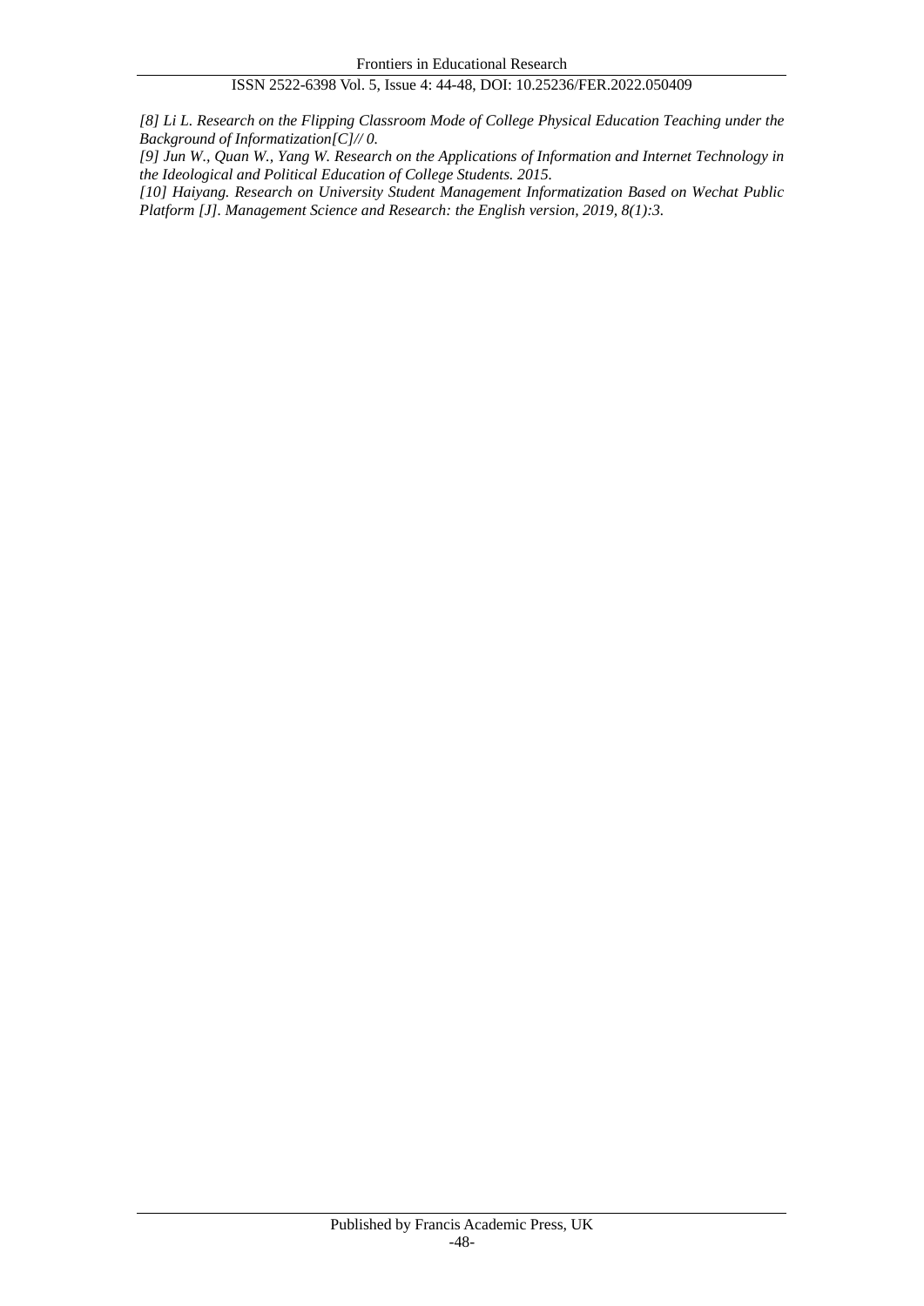*[8] Li L. Research on the Flipping Classroom Mode of College Physical Education Teaching under the Background of Informatization[C]// 0.*

*[9] Jun W., Quan W., Yang W. Research on the Applications of Information and Internet Technology in the Ideological and Political Education of College Students. 2015.*

*[10] Haiyang. Research on University Student Management Informatization Based on Wechat Public Platform [J]. Management Science and Research: the English version, 2019, 8(1):3.*